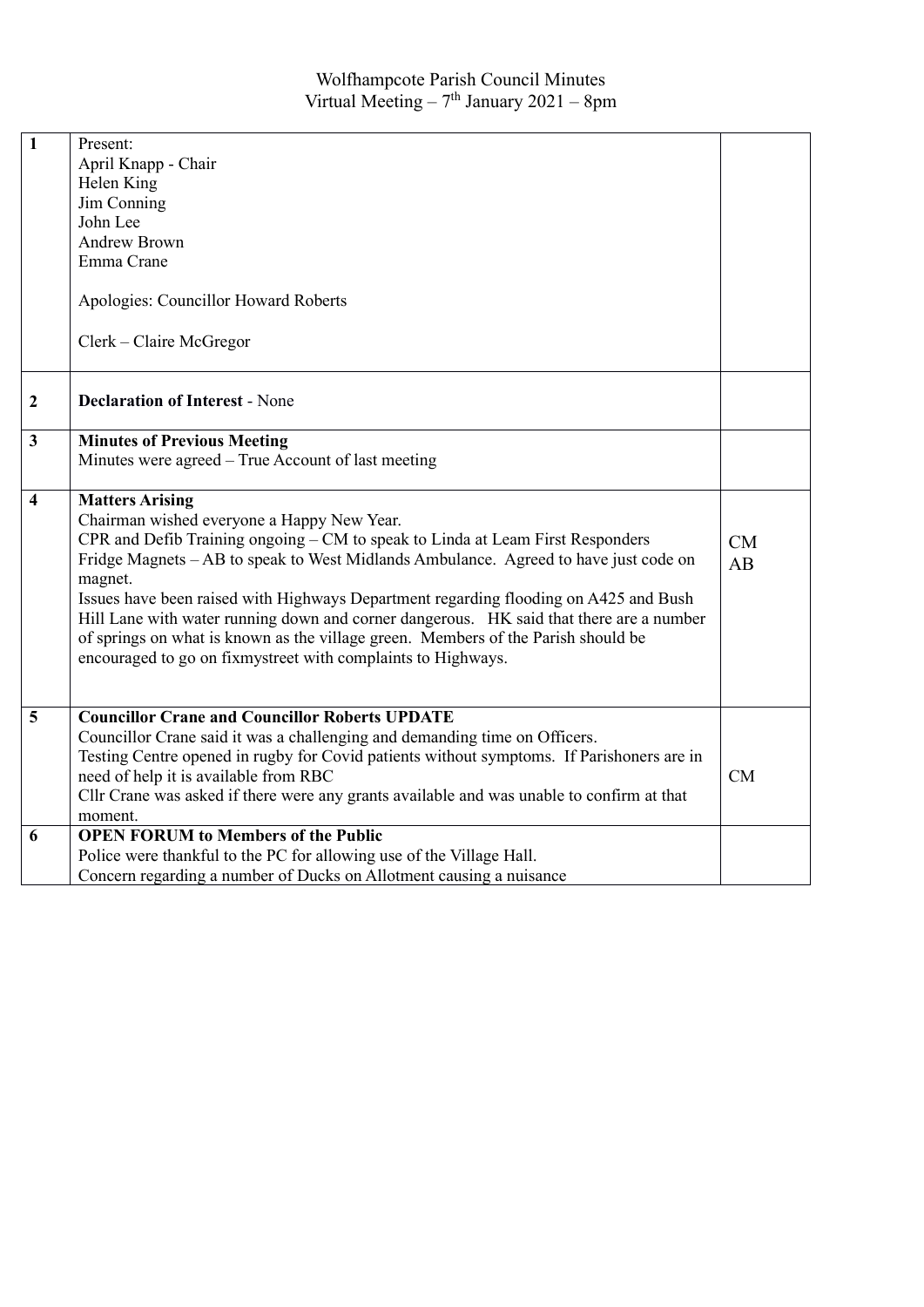Wolfhampcote Parish Council Minutes
Virtual Meeting – 7th January 2021 – 8pm

| | | |
|---|---|---|
| 1 | Present:<br>April Knapp - Chair<br>Helen King<br>Jim Conning<br>John Lee<br>Andrew Brown<br>Emma Crane<br><br>Apologies: Councillor Howard Roberts<br><br>Clerk – Claire McGregor | |
| 2 | **Declaration of Interest** - None | |
| 3 | **Minutes of Previous Meeting**<br>Minutes were agreed – True Account of last meeting | |
| 4 | **Matters Arising**<br>Chairman wished everyone a Happy New Year.<br>CPR and Defib Training ongoing – CM to speak to Linda at Leam First Responders<br>Fridge Magnets – AB to speak to West Midlands Ambulance. Agreed to have just code on magnet.<br>Issues have been raised with Highways Department regarding flooding on A425 and Bush Hill Lane with water running down and corner dangerous. HK said that there are a number of springs on what is known as the village green. Members of the Parish should be encouraged to go on fixmystreet with complaints to Highways. | CM<br>AB |
| 5 | **Councillor Crane and Councillor Roberts UPDATE**<br>Councillor Crane said it was a challenging and demanding time on Officers.<br>Testing Centre opened in rugby for Covid patients without symptoms. If Parishoners are in need of help it is available from RBC<br>Cllr Crane was asked if there were any grants available and was unable to confirm at that moment. | CM |
| 6 | **OPEN FORUM to Members of the Public**<br>Police were thankful to the PC for allowing use of the Village Hall.<br>Concern regarding a number of Ducks on Allotment causing a nuisance | |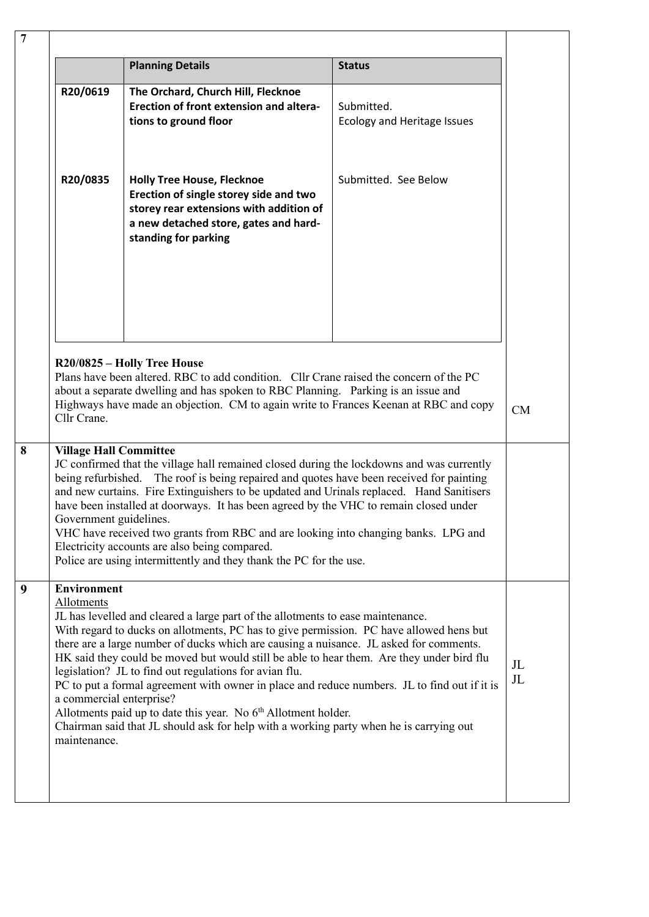**7**

| | Planning Details | Status |
|---|---|---|
| **R20/0619** | **The Orchard, Church Hill, Flecknoe**<br>**Erection of front extension and alterations to ground floor** | Submitted.<br>Ecology and Heritage Issues |
| **R20/0835** | **Holly Tree House, Flecknoe**<br>**Erection of single storey side and two storey rear extensions with addition of a new detached store, gates and hard-standing for parking** | Submitted. See Below |

**R20/0825 – Holly Tree House**

Plans have been altered. RBC to add condition. Cllr Crane raised the concern of the PC about a separate dwelling and has spoken to RBC Planning. Parking is an issue and Highways have made an objection. CM to again write to Frances Keenan at RBC and copy Cllr Crane. — **CM**

**8** **Village Hall Committee**

JC confirmed that the village hall remained closed during the lockdowns and was currently being refurbished. The roof is being repaired and quotes have been received for painting and new curtains. Fire Extinguishers to be updated and Urinals replaced. Hand Sanitisers have been installed at doorways. It has been agreed by the VHC to remain closed under Government guidelines.

VHC have received two grants from RBC and are looking into changing banks. LPG and Electricity accounts are also being compared.

Police are using intermittently and they thank the PC for the use.

**9** **Environment**

Allotments

JL has levelled and cleared a large part of the allotments to ease maintenance.

With regard to ducks on allotments, PC has to give permission. PC have allowed hens but there are a large number of ducks which are causing a nuisance. JL asked for comments. HK said they could be moved but would still be able to hear them. Are they under bird flu legislation? JL to find out regulations for avian flu. — **JL**

PC to put a formal agreement with owner in place and reduce numbers. JL to find out if it is a commercial enterprise? — **JL**

Allotments paid up to date this year. No 6th Allotment holder.

Chairman said that JL should ask for help with a working party when he is carrying out maintenance.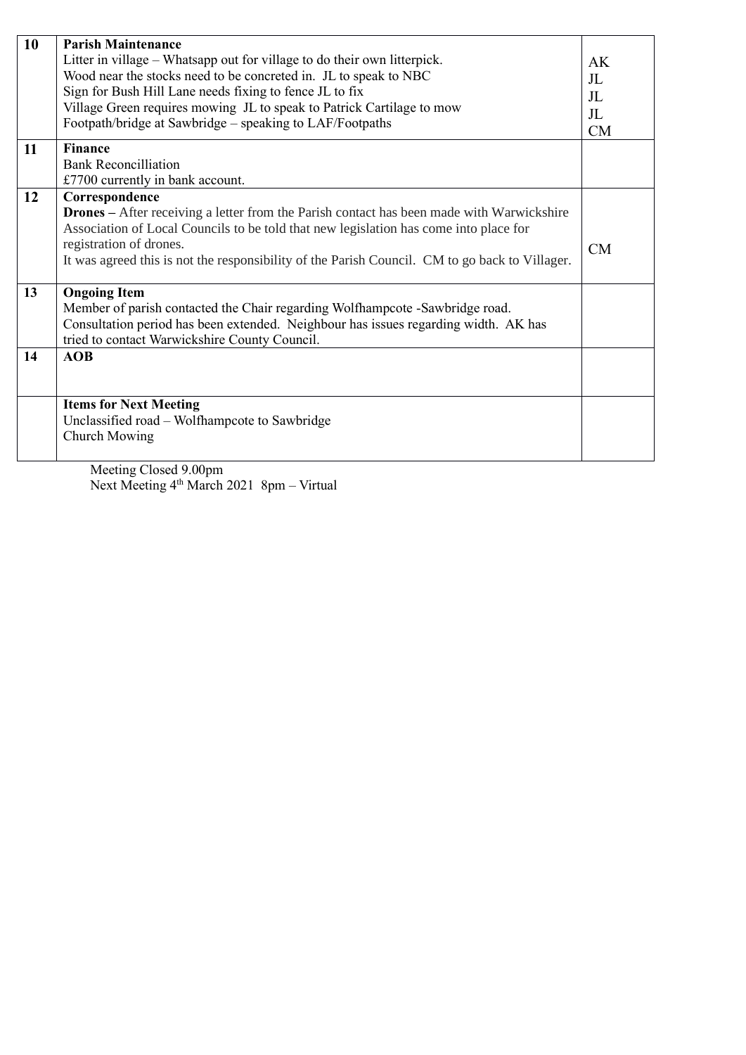| | | |
|---|---|---|
| 10 | **Parish Maintenance**<br>Litter in village – Whatsapp out for village to do their own litterpick.<br>Wood near the stocks need to be concreted in. JL to speak to NBC<br>Sign for Bush Hill Lane needs fixing to fence JL to fix<br>Village Green requires mowing JL to speak to Patrick Cartilage to mow<br>Footpath/bridge at Sawbridge – speaking to LAF/Footpaths | AK<br>JL<br>JL<br>JL<br>CM |
| 11 | **Finance**<br>Bank Reconcilliation<br>£7700 currently in bank account. | |
| 12 | **Correspondence**<br>**Drones –** After receiving a letter from the Parish contact has been made with Warwickshire Association of Local Councils to be told that new legislation has come into place for registration of drones.<br>It was agreed this is not the responsibility of the Parish Council. CM to go back to Villager. | CM |
| 13 | **Ongoing Item**<br>Member of parish contacted the Chair regarding Wolfhampcote -Sawbridge road. Consultation period has been extended. Neighbour has issues regarding width. AK has tried to contact Warwickshire County Council. | |
| 14 | **AOB** | |
| | **Items for Next Meeting**<br>Unclassified road – Wolfhampcote to Sawbridge<br>Church Mowing | |

Meeting Closed 9.00pm
Next Meeting 4th March 2021 8pm – Virtual